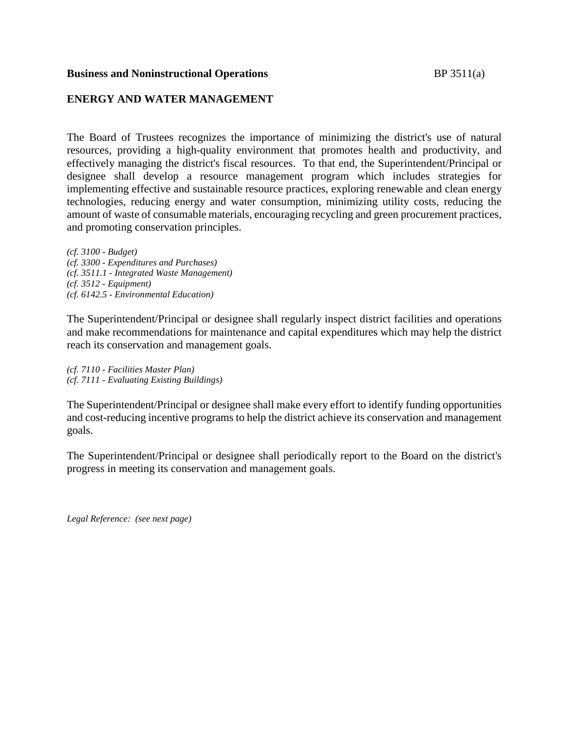**Business and Noninstructional Operations** BP 3511(a)

## ENERGY AND WATER MANAGEMENT

The Board of Trustees recognizes the importance of minimizing the district's use of natural resources, providing a high-quality environment that promotes health and productivity, and effectively managing the district's fiscal resources. To that end, the Superintendent/Principal or designee shall develop a resource management program which includes strategies for implementing effective and sustainable resource practices, exploring renewable and clean energy technologies, reducing energy and water consumption, minimizing utility costs, reducing the amount of waste of consumable materials, encouraging recycling and green procurement practices, and promoting conservation principles.

*(cf. 3100 - Budget)*
*(cf. 3300 - Expenditures and Purchases)*
*(cf. 3511.1 - Integrated Waste Management)*
*(cf. 3512 - Equipment)*
*(cf. 6142.5 - Environmental Education)*

The Superintendent/Principal or designee shall regularly inspect district facilities and operations and make recommendations for maintenance and capital expenditures which may help the district reach its conservation and management goals.

*(cf. 7110 - Facilities Master Plan)*
*(cf. 7111 - Evaluating Existing Buildings)*

The Superintendent/Principal or designee shall make every effort to identify funding opportunities and cost-reducing incentive programs to help the district achieve its conservation and management goals.

The Superintendent/Principal or designee shall periodically report to the Board on the district's progress in meeting its conservation and management goals.

*Legal Reference: (see next page)*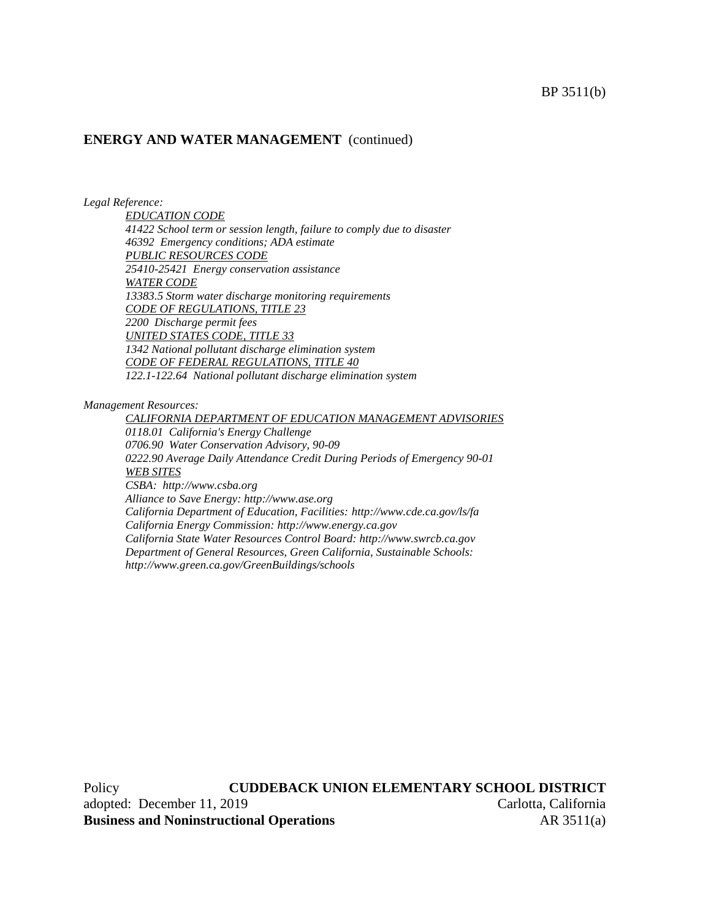## ENERGY AND WATER MANAGEMENT (continued)

*Legal Reference:*

*EDUCATION CODE*
*41422 School term or session length, failure to comply due to disaster*
*46392 Emergency conditions; ADA estimate*
*PUBLIC RESOURCES CODE*
*25410-25421 Energy conservation assistance*
*WATER CODE*
*13383.5 Storm water discharge monitoring requirements*
*CODE OF REGULATIONS, TITLE 23*
*2200 Discharge permit fees*
*UNITED STATES CODE, TITLE 33*
*1342 National pollutant discharge elimination system*
*CODE OF FEDERAL REGULATIONS, TITLE 40*
*122.1-122.64 National pollutant discharge elimination system*

*Management Resources:*

*CALIFORNIA DEPARTMENT OF EDUCATION MANAGEMENT ADVISORIES*
*0118.01 California's Energy Challenge*
*0706.90 Water Conservation Advisory, 90-09*
*0222.90 Average Daily Attendance Credit During Periods of Emergency 90-01*
*WEB SITES*
*CSBA: http://www.csba.org*
*Alliance to Save Energy: http://www.ase.org*
*California Department of Education, Facilities: http://www.cde.ca.gov/ls/fa*
*California Energy Commission: http://www.energy.ca.gov*
*California State Water Resources Control Board: http://www.swrcb.ca.gov*
*Department of General Resources, Green California, Sustainable Schools: http://www.green.ca.gov/GreenBuildings/schools*

Policy **CUDDEBACK UNION ELEMENTARY SCHOOL DISTRICT**
adopted: December 11, 2019 Carlotta, California

**Business and Noninstructional Operations** AR 3511(a)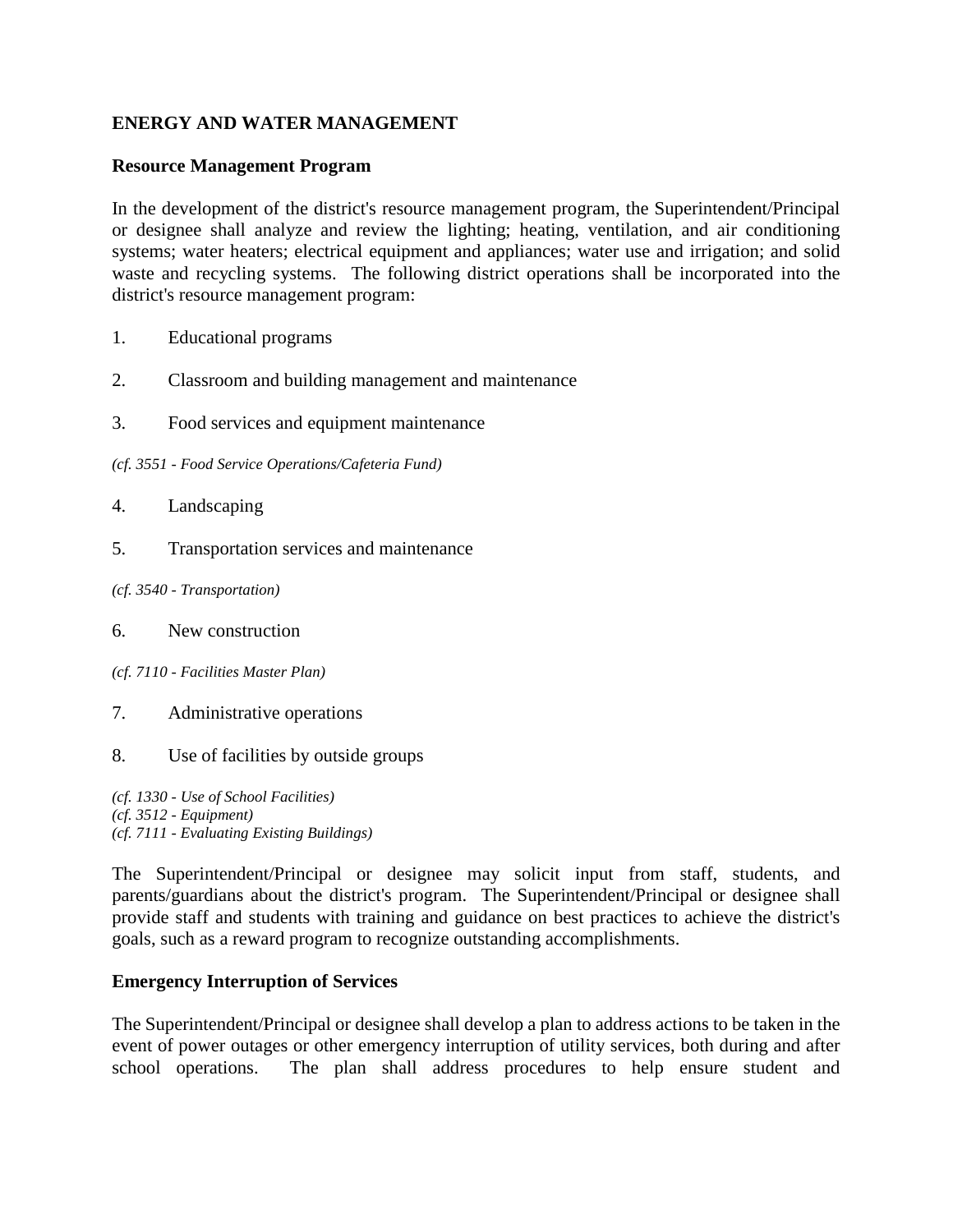**ENERGY AND WATER MANAGEMENT**

**Resource Management Program**

In the development of the district's resource management program, the Superintendent/Principal or designee shall analyze and review the lighting; heating, ventilation, and air conditioning systems; water heaters; electrical equipment and appliances; water use and irrigation; and solid waste and recycling systems. The following district operations shall be incorporated into the district's resource management program:

1. Educational programs

2. Classroom and building management and maintenance

3. Food services and equipment maintenance

*(cf. 3551 - Food Service Operations/Cafeteria Fund)*

4. Landscaping

5. Transportation services and maintenance

*(cf. 3540 - Transportation)*

6. New construction

*(cf. 7110 - Facilities Master Plan)*

7. Administrative operations

8. Use of facilities by outside groups

*(cf. 1330 - Use of School Facilities)*
*(cf. 3512 - Equipment)*
*(cf. 7111 - Evaluating Existing Buildings)*

The Superintendent/Principal or designee may solicit input from staff, students, and parents/guardians about the district's program. The Superintendent/Principal or designee shall provide staff and students with training and guidance on best practices to achieve the district's goals, such as a reward program to recognize outstanding accomplishments.

**Emergency Interruption of Services**

The Superintendent/Principal or designee shall develop a plan to address actions to be taken in the event of power outages or other emergency interruption of utility services, both during and after school operations. The plan shall address procedures to help ensure student and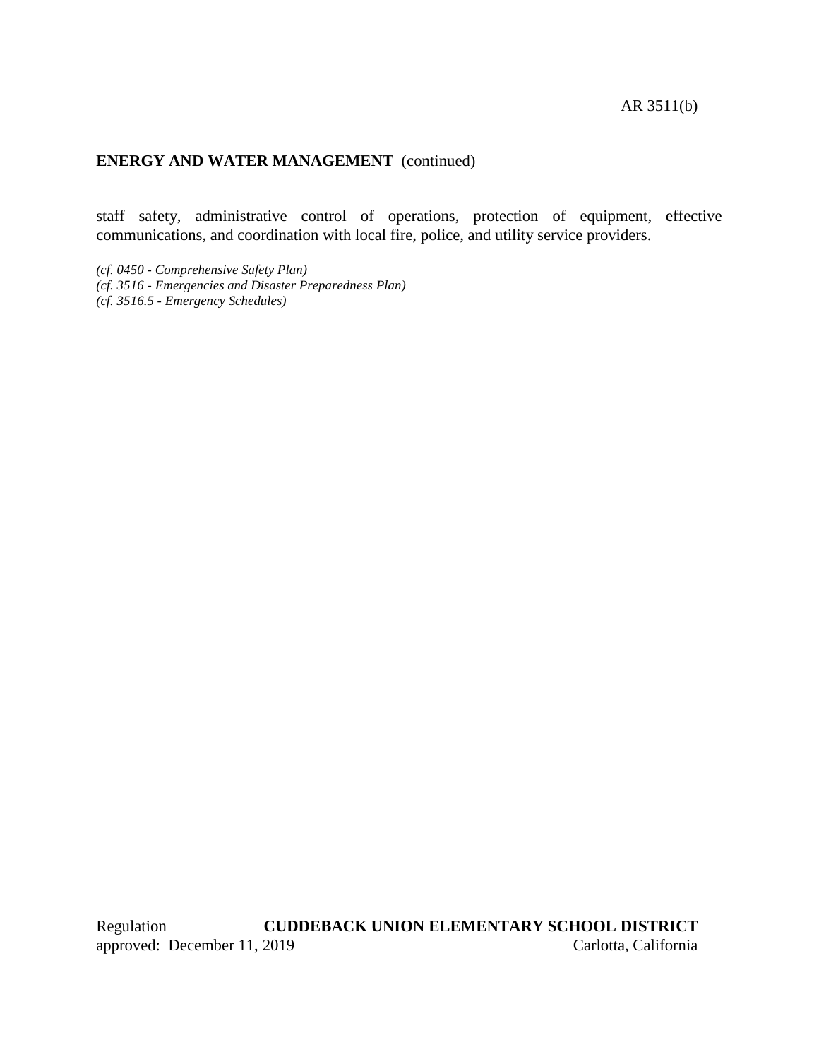staff safety, administrative control of operations, protection of equipment, effective communications, and coordination with local fire, police, and utility service providers.

*(cf. 0450 - Comprehensive Safety Plan)*
*(cf. 3516 - Emergencies and Disaster Preparedness Plan)*
*(cf. 3516.5 - Emergency Schedules)*

Regulation **CUDDEBACK UNION ELEMENTARY SCHOOL DISTRICT**
approved: December 11, 2019 Carlotta, California